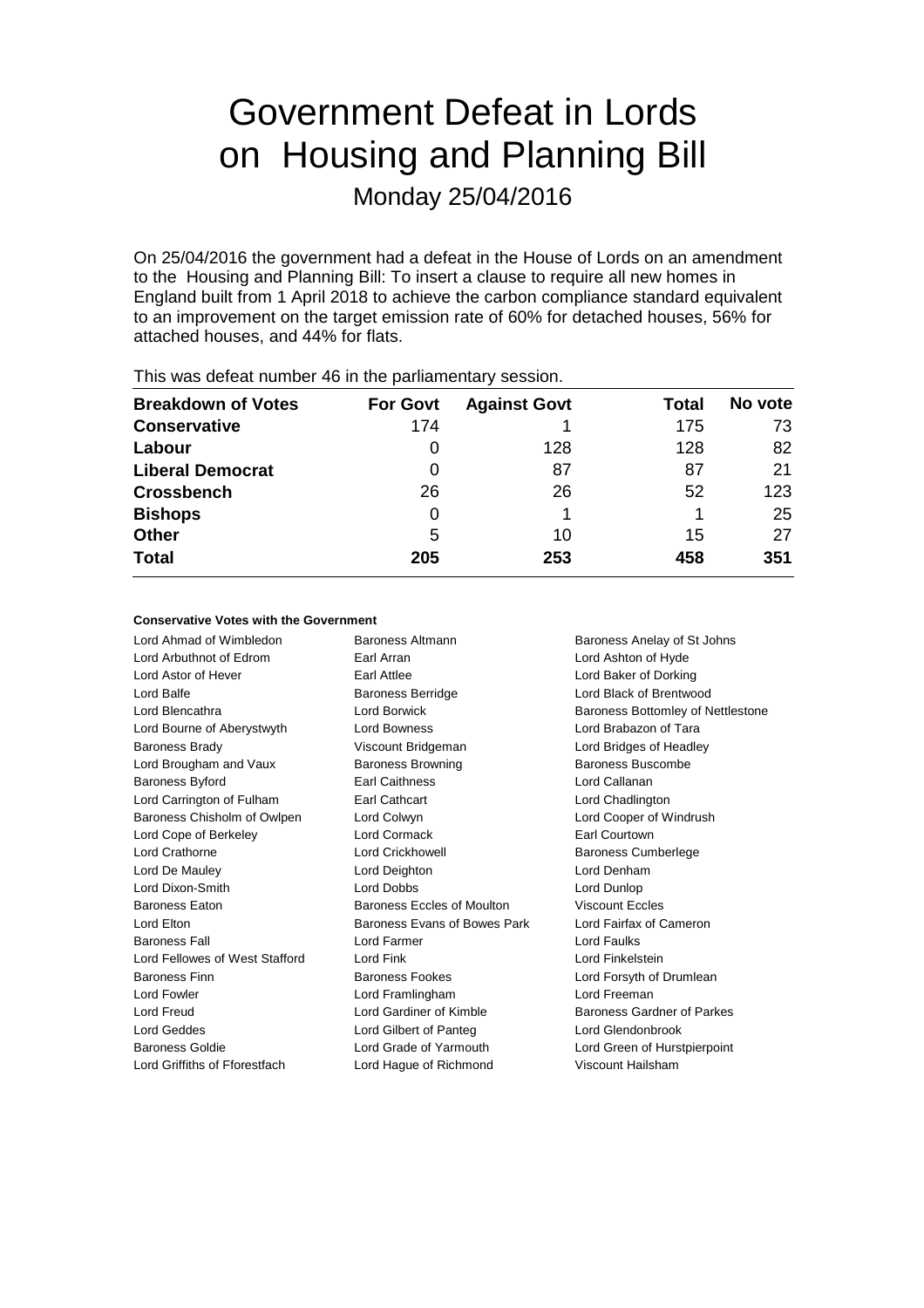# Government Defeat in Lords on Housing and Planning Bill

Monday 25/04/2016

On 25/04/2016 the government had a defeat in the House of Lords on an amendment to the Housing and Planning Bill: To insert a clause to require all new homes in England built from 1 April 2018 to achieve the carbon compliance standard equivalent to an improvement on the target emission rate of 60% for detached houses, 56% for attached houses, and 44% for flats.

This was defeat number 46 in the parliamentary session.

| Breakdown of Votes | For Govt | Against Govt | Total | No vote |
|---|---|---|---|---|
| **Conservative** | 174 | 1 | 175 | 73 |
| **Labour** | 0 | 128 | 128 | 82 |
| **Liberal Democrat** | 0 | 87 | 87 | 21 |
| **Crossbench** | 26 | 26 | 52 | 123 |
| **Bishops** | 0 | 1 | 1 | 25 |
| **Other** | 5 | 10 | 15 | 27 |
| **Total** | **205** | **253** | **458** | **351** |

#### Conservative Votes with the Government

Lord Ahmad of Wimbledon
Baroness Altmann
Baroness Anelay of St Johns
Lord Arbuthnot of Edrom
Earl Arran
Lord Ashton of Hyde
Lord Astor of Hever
Earl Attlee
Lord Baker of Dorking
Lord Balfe
Baroness Berridge
Lord Black of Brentwood
Lord Blencathra
Lord Borwick
Baroness Bottomley of Nettlestone
Lord Bourne of Aberystwyth
Lord Bowness
Lord Brabazon of Tara
Baroness Brady
Viscount Bridgeman
Lord Bridges of Headley
Lord Brougham and Vaux
Baroness Browning
Baroness Buscombe
Baroness Byford
Earl Caithness
Lord Callanan
Lord Carrington of Fulham
Earl Cathcart
Lord Chadlington
Baroness Chisholm of Owlpen
Lord Colwyn
Lord Cooper of Windrush
Lord Cope of Berkeley
Lord Cormack
Earl Courtown
Lord Crathorne
Lord Crickhowell
Baroness Cumberlege
Lord De Mauley
Lord Deighton
Lord Denham
Lord Dixon-Smith
Lord Dobbs
Lord Dunlop
Baroness Eaton
Baroness Eccles of Moulton
Viscount Eccles
Lord Elton
Baroness Evans of Bowes Park
Lord Fairfax of Cameron
Baroness Fall
Lord Farmer
Lord Faulks
Lord Fellowes of West Stafford
Lord Fink
Lord Finkelstein
Baroness Finn
Baroness Fookes
Lord Forsyth of Drumlean
Lord Fowler
Lord Framlingham
Lord Freeman
Lord Freud
Lord Gardiner of Kimble
Baroness Gardner of Parkes
Lord Geddes
Lord Gilbert of Panteg
Lord Glendonbrook
Baroness Goldie
Lord Grade of Yarmouth
Lord Green of Hurstpierpoint
Lord Griffiths of Fforestfach
Lord Hague of Richmond
Viscount Hailsham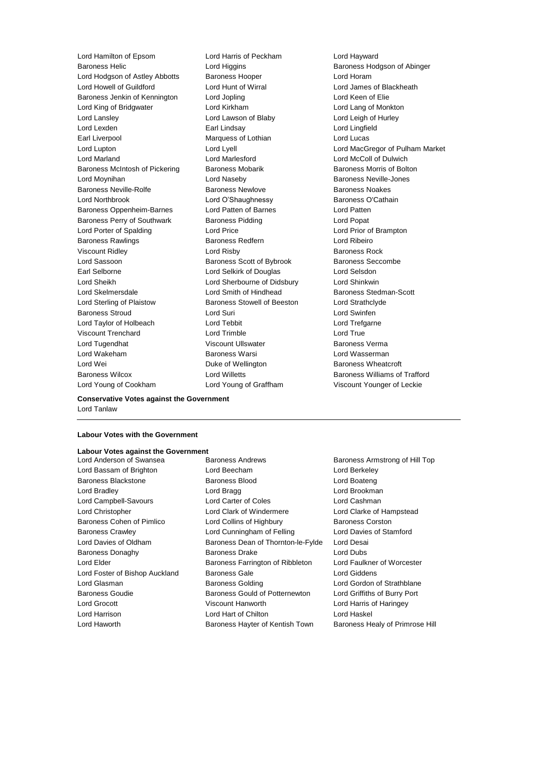Lord Hamilton of Epsom
Lord Harris of Peckham
Lord Hayward
Baroness Helic
Lord Higgins
Baroness Hodgson of Abinger
Lord Hodgson of Astley Abbotts
Baroness Hooper
Lord Horam
Lord Howell of Guildford
Lord Hunt of Wirral
Lord James of Blackheath
Baroness Jenkin of Kennington
Lord Jopling
Lord Keen of Elie
Lord King of Bridgwater
Lord Kirkham
Lord Lang of Monkton
Lord Lansley
Lord Lawson of Blaby
Lord Leigh of Hurley
Lord Lexden
Earl Lindsay
Lord Lingfield
Earl Liverpool
Marquess of Lothian
Lord Lucas
Lord Lupton
Lord Lyell
Lord MacGregor of Pulham Market
Lord Marland
Lord Marlesford
Lord McColl of Dulwich
Baroness McIntosh of Pickering
Baroness Mobarik
Baroness Morris of Bolton
Lord Moynihan
Lord Naseby
Baroness Neville-Jones
Baroness Neville-Rolfe
Baroness Newlove
Baroness Noakes
Lord Northbrook
Lord O'Shaughnessy
Baroness O'Cathain
Baroness Oppenheim-Barnes
Lord Patten of Barnes
Lord Patten
Baroness Perry of Southwark
Baroness Pidding
Lord Popat
Lord Porter of Spalding
Lord Price
Lord Prior of Brampton
Baroness Rawlings
Baroness Redfern
Lord Ribeiro
Viscount Ridley
Lord Risby
Baroness Rock
Lord Sassoon
Baroness Scott of Bybrook
Baroness Seccombe
Earl Selborne
Lord Selkirk of Douglas
Lord Selsdon
Lord Sheikh
Lord Sherbourne of Didsbury
Lord Shinkwin
Lord Skelmersdale
Lord Smith of Hindhead
Baroness Stedman-Scott
Lord Sterling of Plaistow
Baroness Stowell of Beeston
Lord Strathclyde
Baroness Stroud
Lord Suri
Lord Swinfen
Lord Taylor of Holbeach
Lord Tebbit
Lord Trefgarne
Viscount Trenchard
Lord Trimble
Lord True
Lord Tugendhat
Viscount Ullswater
Baroness Verma
Lord Wakeham
Baroness Warsi
Lord Wasserman
Lord Wei
Duke of Wellington
Baroness Wheatcroft
Baroness Wilcox
Lord Willetts
Baroness Williams of Trafford
Lord Young of Cookham
Lord Young of Graffham
Viscount Younger of Leckie

**Conservative Votes against the Government**

Lord Tanlaw

---

**Labour Votes with the Government**

**Labour Votes against the Government**

Lord Anderson of Swansea
Baroness Andrews
Baroness Armstrong of Hill Top
Lord Bassam of Brighton
Lord Beecham
Lord Berkeley
Baroness Blackstone
Baroness Blood
Lord Boateng
Lord Bradley
Lord Bragg
Lord Brookman
Lord Campbell-Savours
Lord Carter of Coles
Lord Cashman
Lord Christopher
Lord Clark of Windermere
Lord Clarke of Hampstead
Baroness Cohen of Pimlico
Lord Collins of Highbury
Baroness Corston
Baroness Crawley
Lord Cunningham of Felling
Lord Davies of Stamford
Lord Davies of Oldham
Baroness Dean of Thornton-le-Fylde
Lord Desai
Baroness Donaghy
Baroness Drake
Lord Dubs
Lord Elder
Baroness Farrington of Ribbleton
Lord Faulkner of Worcester
Lord Foster of Bishop Auckland
Baroness Gale
Lord Giddens
Lord Glasman
Baroness Golding
Lord Gordon of Strathblane
Baroness Goudie
Baroness Gould of Potternewton
Lord Griffiths of Burry Port
Lord Grocott
Viscount Hanworth
Lord Harris of Haringey
Lord Harrison
Lord Hart of Chilton
Lord Haskel
Lord Haworth
Baroness Hayter of Kentish Town
Baroness Healy of Primrose Hill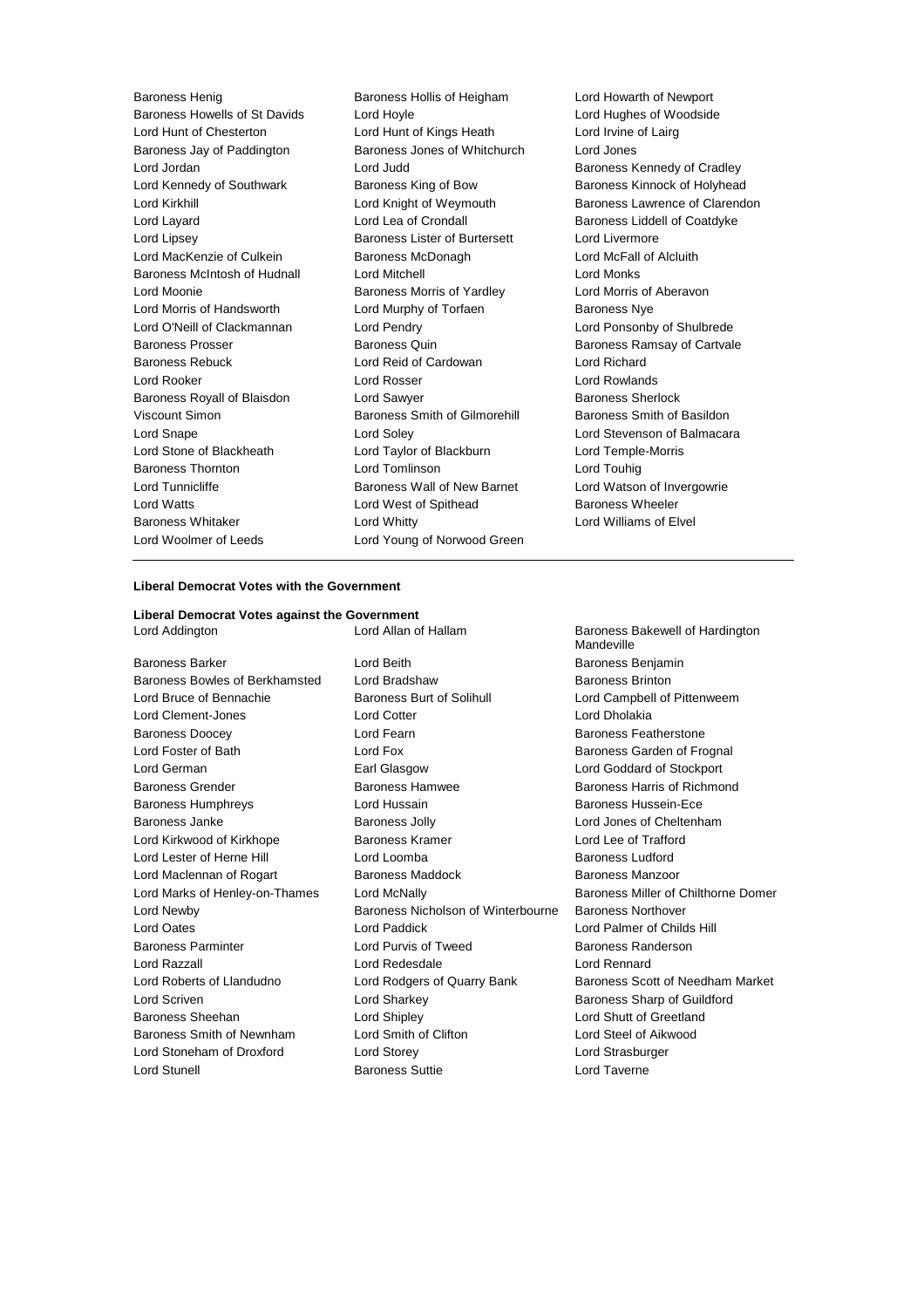Baroness Henig
Baroness Hollis of Heigham
Lord Howarth of Newport
Baroness Howells of St Davids
Lord Hoyle
Lord Hughes of Woodside
Lord Hunt of Chesterton
Lord Hunt of Kings Heath
Lord Irvine of Lairg
Baroness Jay of Paddington
Baroness Jones of Whitchurch
Lord Jones
Lord Jordan
Lord Judd
Baroness Kennedy of Cradley
Lord Kennedy of Southwark
Baroness King of Bow
Baroness Kinnock of Holyhead
Lord Kirkhill
Lord Knight of Weymouth
Baroness Lawrence of Clarendon
Lord Layard
Lord Lea of Crondall
Baroness Liddell of Coatdyke
Lord Lipsey
Baroness Lister of Burtersett
Lord Livermore
Lord MacKenzie of Culkein
Baroness McDonagh
Lord McFall of Alcluith
Baroness McIntosh of Hudnall
Lord Mitchell
Lord Monks
Lord Moonie
Baroness Morris of Yardley
Lord Morris of Aberavon
Lord Morris of Handsworth
Lord Murphy of Torfaen
Baroness Nye
Lord O'Neill of Clackmannan
Lord Pendry
Lord Ponsonby of Shulbrede
Baroness Prosser
Baroness Quin
Baroness Ramsay of Cartvale
Baroness Rebuck
Lord Reid of Cardowan
Lord Richard
Lord Rooker
Lord Rosser
Lord Rowlands
Baroness Royall of Blaisdon
Lord Sawyer
Baroness Sherlock
Viscount Simon
Baroness Smith of Gilmorehill
Baroness Smith of Basildon
Lord Snape
Lord Soley
Lord Stevenson of Balmacara
Lord Stone of Blackheath
Lord Taylor of Blackburn
Lord Temple-Morris
Baroness Thornton
Lord Tomlinson
Lord Touhig
Lord Tunnicliffe
Baroness Wall of New Barnet
Lord Watson of Invergowrie
Lord Watts
Lord West of Spithead
Baroness Wheeler
Baroness Whitaker
Lord Whitty
Lord Williams of Elvel
Lord Woolmer of Leeds
Lord Young of Norwood Green

---

**Liberal Democrat Votes with the Government**

**Liberal Democrat Votes against the Government**

Lord Addington
Lord Allan of Hallam
Baroness Bakewell of Hardington Mandeville
Baroness Barker
Lord Beith
Baroness Benjamin
Baroness Bowles of Berkhamsted
Lord Bradshaw
Baroness Brinton
Lord Bruce of Bennachie
Baroness Burt of Solihull
Lord Campbell of Pittenweem
Lord Clement-Jones
Lord Cotter
Lord Dholakia
Baroness Doocey
Lord Fearn
Baroness Featherstone
Lord Foster of Bath
Lord Fox
Baroness Garden of Frognal
Lord German
Earl Glasgow
Lord Goddard of Stockport
Baroness Grender
Baroness Hamwee
Baroness Harris of Richmond
Baroness Humphreys
Lord Hussain
Baroness Hussein-Ece
Baroness Janke
Baroness Jolly
Lord Jones of Cheltenham
Lord Kirkwood of Kirkhope
Baroness Kramer
Lord Lee of Trafford
Lord Lester of Herne Hill
Lord Loomba
Baroness Ludford
Lord Maclennan of Rogart
Baroness Maddock
Baroness Manzoor
Lord Marks of Henley-on-Thames
Lord McNally
Baroness Miller of Chilthorne Domer
Lord Newby
Baroness Nicholson of Winterbourne
Baroness Northover
Lord Oates
Lord Paddick
Lord Palmer of Childs Hill
Baroness Parminter
Lord Purvis of Tweed
Baroness Randerson
Lord Razzall
Lord Redesdale
Lord Rennard
Lord Roberts of Llandudno
Lord Rodgers of Quarry Bank
Baroness Scott of Needham Market
Lord Scriven
Lord Sharkey
Baroness Sharp of Guildford
Baroness Sheehan
Lord Shipley
Lord Shutt of Greetland
Baroness Smith of Newnham
Lord Smith of Clifton
Lord Steel of Aikwood
Lord Stoneham of Droxford
Lord Storey
Lord Strasburger
Lord Stunell
Baroness Suttie
Lord Taverne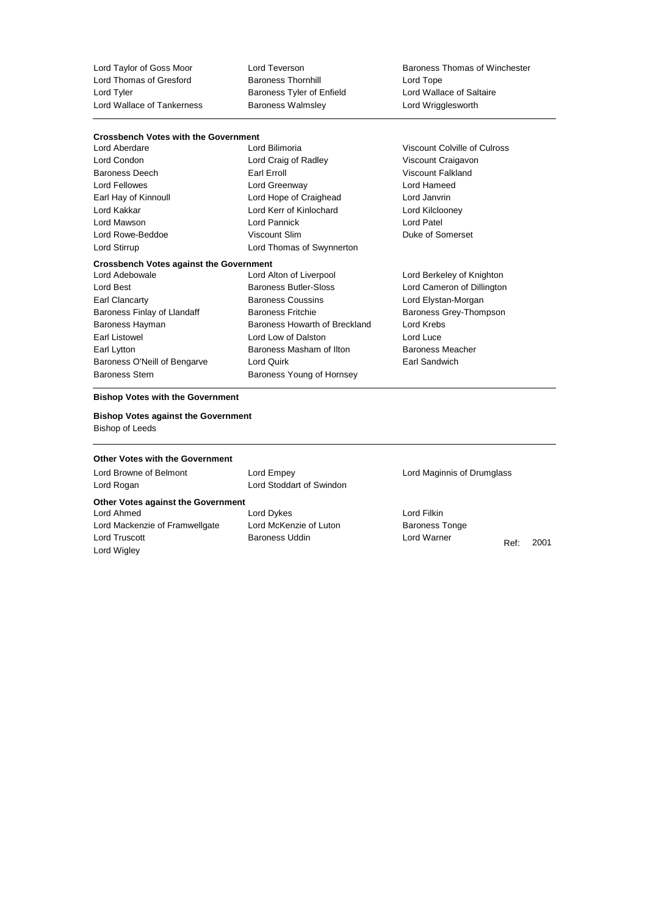| | | |
|---|---|---|
| Lord Taylor of Goss Moor | Lord Teverson | Baroness Thomas of Winchester |
| Lord Thomas of Gresford | Baroness Thornhill | Lord Tope |
| Lord Tyler | Baroness Tyler of Enfield | Lord Wallace of Saltaire |
| Lord Wallace of Tankerness | Baroness Walmsley | Lord Wrigglesworth |

**Crossbench Votes with the Government**

| | | |
|---|---|---|
| Lord Aberdare | Lord Bilimoria | Viscount Colville of Culross |
| Lord Condon | Lord Craig of Radley | Viscount Craigavon |
| Baroness Deech | Earl Erroll | Viscount Falkland |
| Lord Fellowes | Lord Greenway | Lord Hameed |
| Earl Hay of Kinnoull | Lord Hope of Craighead | Lord Janvrin |
| Lord Kakkar | Lord Kerr of Kinlochard | Lord Kilclooney |
| Lord Mawson | Lord Pannick | Lord Patel |
| Lord Rowe-Beddoe | Viscount Slim | Duke of Somerset |
| Lord Stirrup | Lord Thomas of Swynnerton | |

**Crossbench Votes against the Government**

| | | |
|---|---|---|
| Lord Adebowale | Lord Alton of Liverpool | Lord Berkeley of Knighton |
| Lord Best | Baroness Butler-Sloss | Lord Cameron of Dillington |
| Earl Clancarty | Baroness Coussins | Lord Elystan-Morgan |
| Baroness Finlay of Llandaff | Baroness Fritchie | Baroness Grey-Thompson |
| Baroness Hayman | Baroness Howarth of Breckland | Lord Krebs |
| Earl Listowel | Lord Low of Dalston | Lord Luce |
| Earl Lytton | Baroness Masham of Ilton | Baroness Meacher |
| Baroness O'Neill of Bengarve | Lord Quirk | Earl Sandwich |
| Baroness Stern | Baroness Young of Hornsey | |

**Bishop Votes with the Government**

**Bishop Votes against the Government**

Bishop of Leeds

**Other Votes with the Government**

| | | |
|---|---|---|
| Lord Browne of Belmont | Lord Empey | Lord Maginnis of Drumglass |
| Lord Rogan | Lord Stoddart of Swindon | |

**Other Votes against the Government**

| | | |
|---|---|---|
| Lord Ahmed | Lord Dykes | Lord Filkin |
| Lord Mackenzie of Framwellgate | Lord McKenzie of Luton | Baroness Tonge |
| Lord Truscott | Baroness Uddin | Lord Warner |
| Lord Wigley | | |

Ref: 2001